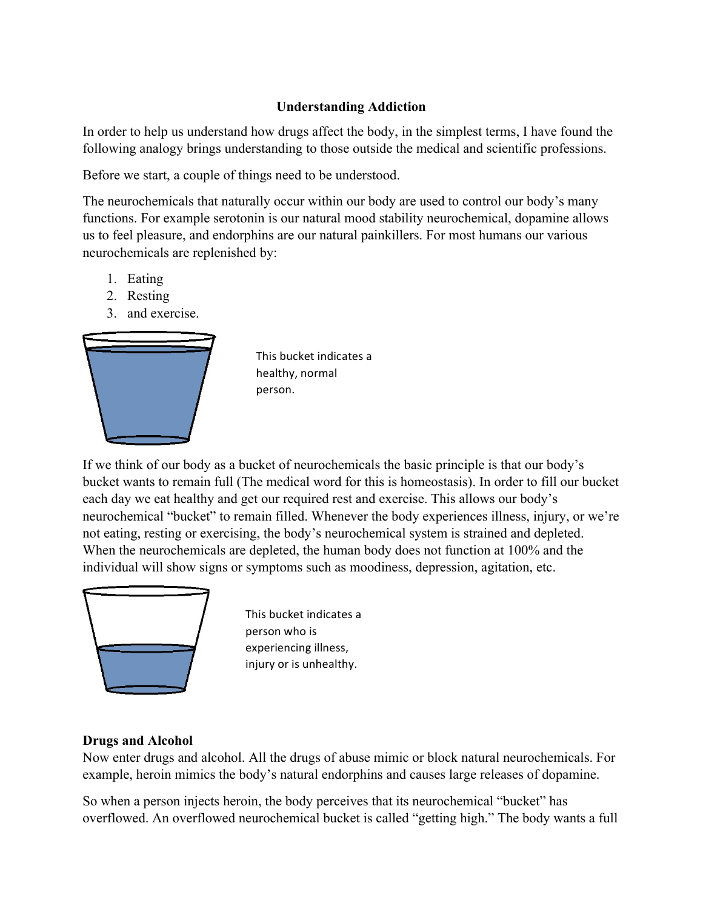# Understanding Addiction

In order to help us understand how drugs affect the body, in the simplest terms, I have found the following analogy brings understanding to those outside the medical and scientific professions.

Before we start, a couple of things need to be understood.

The neurochemicals that naturally occur within our body are used to control our body's many functions. For example serotonin is our natural mood stability neurochemical, dopamine allows us to feel pleasure, and endorphins are our natural painkillers. For most humans our various neurochemicals are replenished by:

1. Eating
2. Resting
3. and exercise.

This bucket indicates a healthy, normal person.

If we think of our body as a bucket of neurochemicals the basic principle is that our body's bucket wants to remain full (The medical word for this is homeostasis). In order to fill our bucket each day we eat healthy and get our required rest and exercise. This allows our body's neurochemical "bucket" to remain filled. Whenever the body experiences illness, injury, or we're not eating, resting or exercising, the body's neurochemical system is strained and depleted. When the neurochemicals are depleted, the human body does not function at 100% and the individual will show signs or symptoms such as moodiness, depression, agitation, etc.

This bucket indicates a person who is experiencing illness, injury or is unhealthy.

**Drugs and Alcohol**

Now enter drugs and alcohol. All the drugs of abuse mimic or block natural neurochemicals. For example, heroin mimics the body's natural endorphins and causes large releases of dopamine.

So when a person injects heroin, the body perceives that its neurochemical "bucket" has overflowed. An overflowed neurochemical bucket is called "getting high." The body wants a full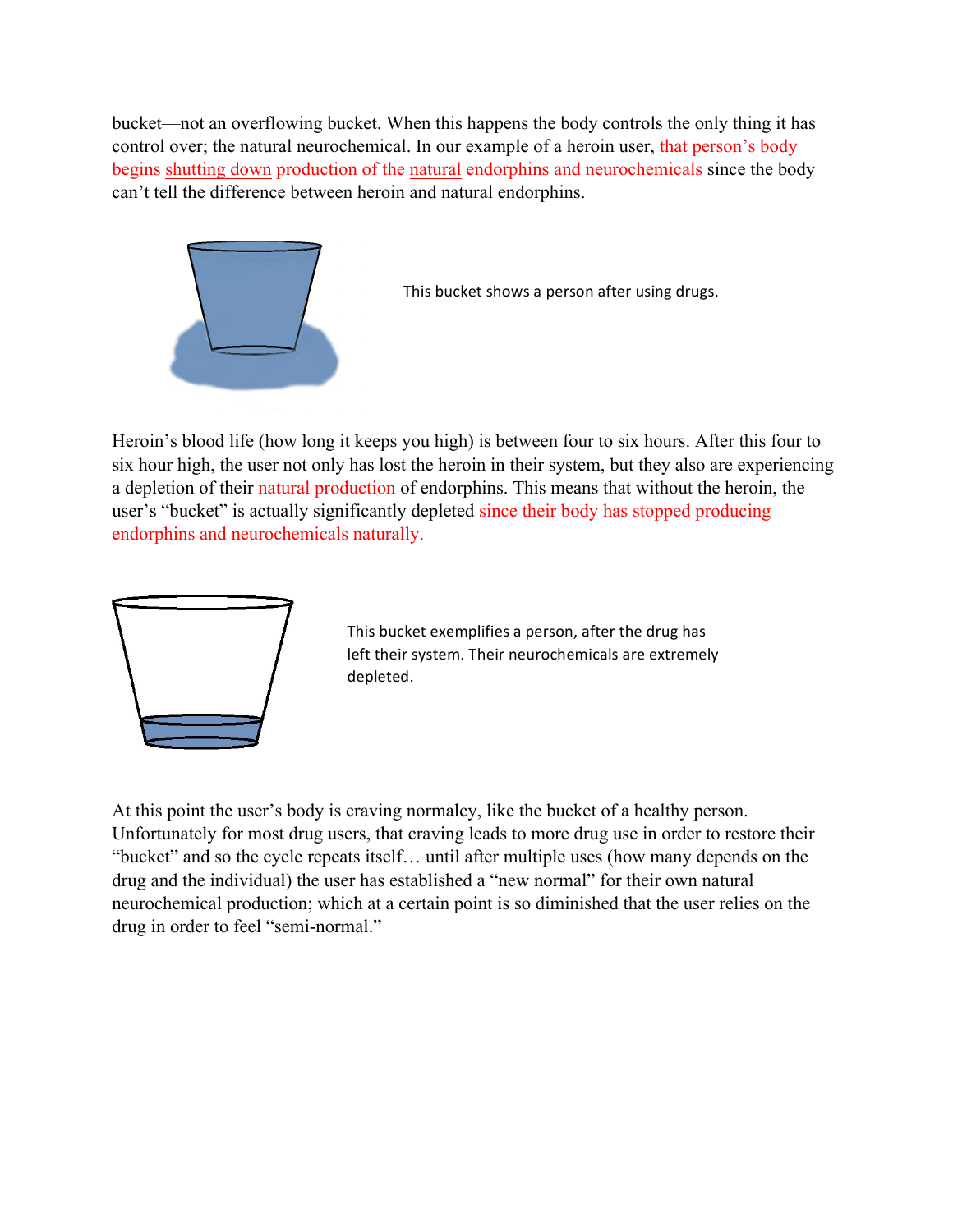bucket—not an overflowing bucket. When this happens the body controls the only thing it has control over; the natural neurochemical. In our example of a heroin user, that person's body begins shutting down production of the natural endorphins and neurochemicals since the body can't tell the difference between heroin and natural endorphins.

This bucket shows a person after using drugs.

Heroin's blood life (how long it keeps you high) is between four to six hours. After this four to six hour high, the user not only has lost the heroin in their system, but they also are experiencing a depletion of their natural production of endorphins. This means that without the heroin, the user's "bucket" is actually significantly depleted since their body has stopped producing endorphins and neurochemicals naturally.

This bucket exemplifies a person, after the drug has left their system. Their neurochemicals are extremely depleted.

At this point the user's body is craving normalcy, like the bucket of a healthy person. Unfortunately for most drug users, that craving leads to more drug use in order to restore their "bucket" and so the cycle repeats itself… until after multiple uses (how many depends on the drug and the individual) the user has established a "new normal" for their own natural neurochemical production; which at a certain point is so diminished that the user relies on the drug in order to feel "semi-normal."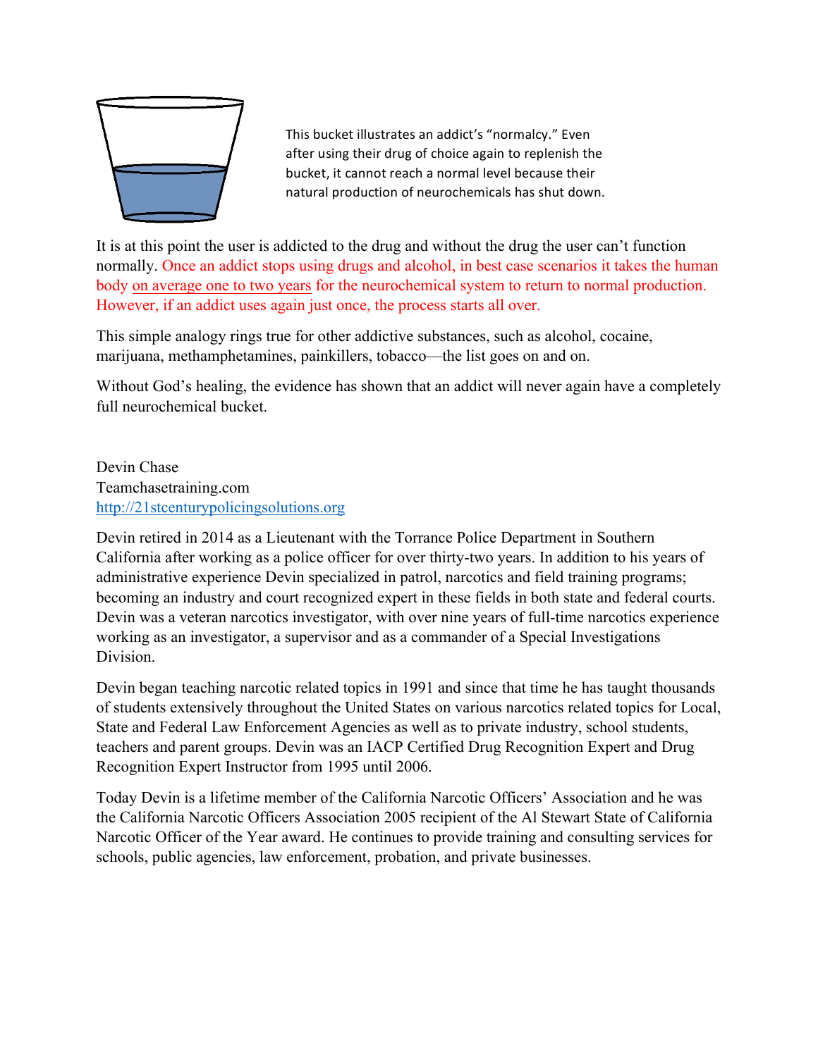This bucket illustrates an addict's "normalcy." Even after using their drug of choice again to replenish the bucket, it cannot reach a normal level because their natural production of neurochemicals has shut down.

It is at this point the user is addicted to the drug and without the drug the user can't function normally. Once an addict stops using drugs and alcohol, in best case scenarios it takes the human body on average one to two years for the neurochemical system to return to normal production. However, if an addict uses again just once, the process starts all over.

This simple analogy rings true for other addictive substances, such as alcohol, cocaine, marijuana, methamphetamines, painkillers, tobacco—the list goes on and on.

Without God's healing, the evidence has shown that an addict will never again have a completely full neurochemical bucket.

Devin Chase
Teamchasetraining.com
http://21stcenturypolicingsolutions.org

Devin retired in 2014 as a Lieutenant with the Torrance Police Department in Southern California after working as a police officer for over thirty-two years. In addition to his years of administrative experience Devin specialized in patrol, narcotics and field training programs; becoming an industry and court recognized expert in these fields in both state and federal courts. Devin was a veteran narcotics investigator, with over nine years of full-time narcotics experience working as an investigator, a supervisor and as a commander of a Special Investigations Division.

Devin began teaching narcotic related topics in 1991 and since that time he has taught thousands of students extensively throughout the United States on various narcotics related topics for Local, State and Federal Law Enforcement Agencies as well as to private industry, school students, teachers and parent groups. Devin was an IACP Certified Drug Recognition Expert and Drug Recognition Expert Instructor from 1995 until 2006.

Today Devin is a lifetime member of the California Narcotic Officers' Association and he was the California Narcotic Officers Association 2005 recipient of the Al Stewart State of California Narcotic Officer of the Year award. He continues to provide training and consulting services for schools, public agencies, law enforcement, probation, and private businesses.